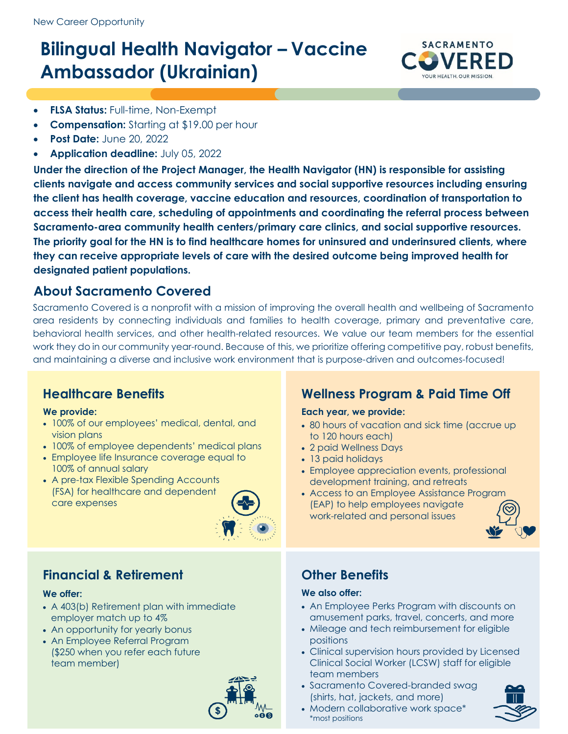New Career Opportunity

# Bilingual Health Navigator – Vaccine Ambassador (Ukrainian)

- **FLSA Status:** Full-time, Non-Exempt
- **Compensation:** Starting at $19.00 per hour
- **Post Date:** June 20, 2022
- **Application deadline:** July 05, 2022

**Under the direction of the Project Manager, the Health Navigator (HN) is responsible for assisting clients navigate and access community services and social supportive resources including ensuring the client has health coverage, vaccine education and resources, coordination of transportation to access their health care, scheduling of appointments and coordinating the referral process between Sacramento-area community health centers/primary care clinics, and social supportive resources. The priority goal for the HN is to find healthcare homes for uninsured and underinsured clients, where they can receive appropriate levels of care with the desired outcome being improved health for designated patient populations.**

## About Sacramento Covered

Sacramento Covered is a nonprofit with a mission of improving the overall health and wellbeing of Sacramento area residents by connecting individuals and families to health coverage, primary and preventative care, behavioral health services, and other health-related resources. We value our team members for the essential work they do in our community year-round. Because of this, we prioritize offering competitive pay, robust benefits, and maintaining a diverse and inclusive work environment that is purpose-driven and outcomes-focused!

### Healthcare Benefits

**We provide:**

- 100% of our employees' medical, dental, and vision plans
- 100% of employee dependents' medical plans
- Employee life Insurance coverage equal to 100% of annual salary
- A pre-tax Flexible Spending Accounts (FSA) for healthcare and dependent care expenses

### Wellness Program & Paid Time Off

**Each year, we provide:**

- 80 hours of vacation and sick time (accrue up to 120 hours each)
- 2 paid Wellness Days
- 13 paid holidays
- Employee appreciation events, professional development training, and retreats
- Access to an Employee Assistance Program (EAP) to help employees navigate work-related and personal issues

### Financial & Retirement

**We offer:**

- A 403(b) Retirement plan with immediate employer match up to 4%
- An opportunity for yearly bonus
- An Employee Referral Program ($250 when you refer each future team member)

### Other Benefits

**We also offer:**

- An Employee Perks Program with discounts on amusement parks, travel, concerts, and more
- Mileage and tech reimbursement for eligible positions
- Clinical supervision hours provided by Licensed Clinical Social Worker (LCSW) staff for eligible team members
- Sacramento Covered-branded swag (shirts, hat, jackets, and more)
- Modern collaborative work space*

*most positions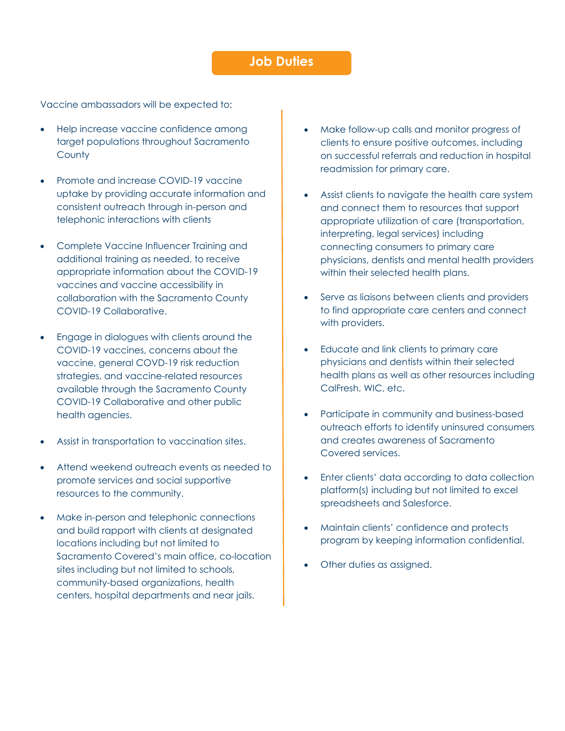## Job Duties

Vaccine ambassadors will be expected to:

- Help increase vaccine confidence among target populations throughout Sacramento County
- Promote and increase COVID-19 vaccine uptake by providing accurate information and consistent outreach through in-person and telephonic interactions with clients
- Complete Vaccine Influencer Training and additional training as needed, to receive appropriate information about the COVID-19 vaccines and vaccine accessibility in collaboration with the Sacramento County COVID-19 Collaborative.
- Engage in dialogues with clients around the COVID-19 vaccines, concerns about the vaccine, general COVD-19 risk reduction strategies, and vaccine-related resources available through the Sacramento County COVID-19 Collaborative and other public health agencies.
- Assist in transportation to vaccination sites.
- Attend weekend outreach events as needed to promote services and social supportive resources to the community.
- Make in-person and telephonic connections and build rapport with clients at designated locations including but not limited to Sacramento Covered's main office, co-location sites including but not limited to schools, community-based organizations, health centers, hospital departments and near jails.
- Make follow-up calls and monitor progress of clients to ensure positive outcomes, including on successful referrals and reduction in hospital readmission for primary care.
- Assist clients to navigate the health care system and connect them to resources that support appropriate utilization of care (transportation, interpreting, legal services) including connecting consumers to primary care physicians, dentists and mental health providers within their selected health plans.
- Serve as liaisons between clients and providers to find appropriate care centers and connect with providers.
- Educate and link clients to primary care physicians and dentists within their selected health plans as well as other resources including CalFresh, WIC, etc.
- Participate in community and business-based outreach efforts to identify uninsured consumers and creates awareness of Sacramento Covered services.
- Enter clients' data according to data collection platform(s) including but not limited to excel spreadsheets and Salesforce.
- Maintain clients' confidence and protects program by keeping information confidential.
- Other duties as assigned.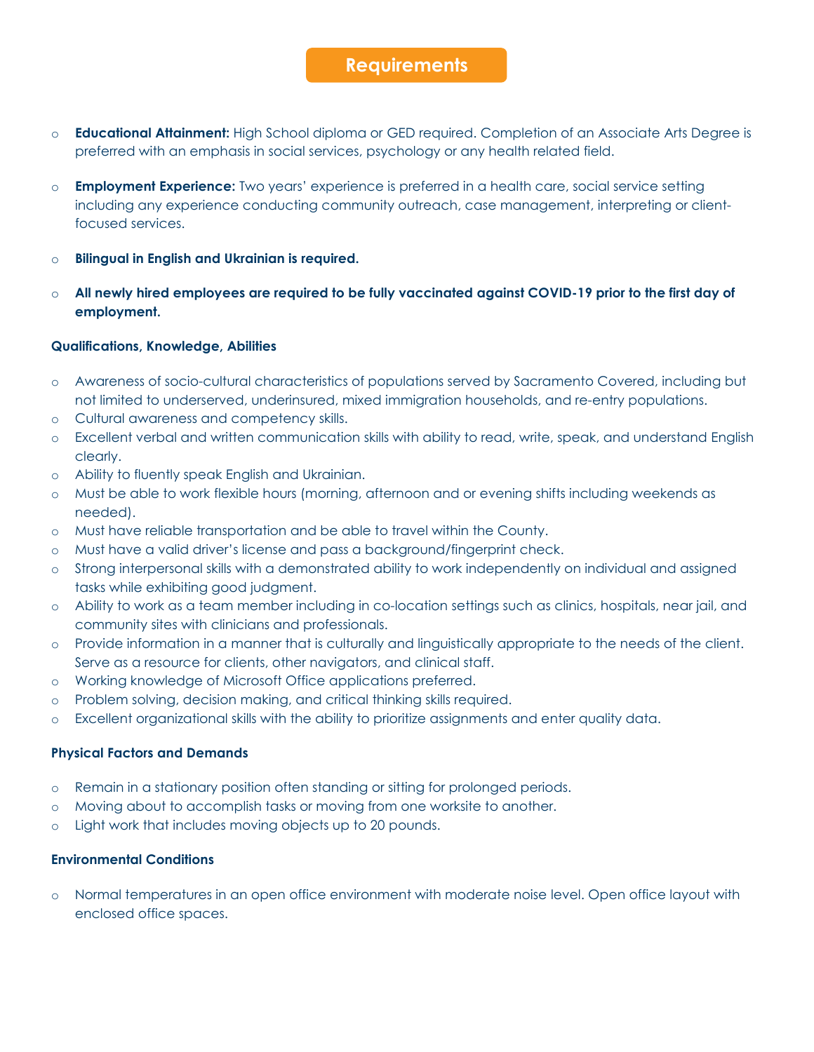## Requirements

- **Educational Attainment:** High School diploma or GED required. Completion of an Associate Arts Degree is preferred with an emphasis in social services, psychology or any health related field.

- **Employment Experience:** Two years' experience is preferred in a health care, social service setting including any experience conducting community outreach, case management, interpreting or client-focused services.

- **Bilingual in English and Ukrainian is required.**

- **All newly hired employees are required to be fully vaccinated against COVID-19 prior to the first day of employment.**

### Qualifications, Knowledge, Abilities

- Awareness of socio-cultural characteristics of populations served by Sacramento Covered, including but not limited to underserved, underinsured, mixed immigration households, and re-entry populations.
- Cultural awareness and competency skills.
- Excellent verbal and written communication skills with ability to read, write, speak, and understand English clearly.
- Ability to fluently speak English and Ukrainian.
- Must be able to work flexible hours (morning, afternoon and or evening shifts including weekends as needed).
- Must have reliable transportation and be able to travel within the County.
- Must have a valid driver's license and pass a background/fingerprint check.
- Strong interpersonal skills with a demonstrated ability to work independently on individual and assigned tasks while exhibiting good judgment.
- Ability to work as a team member including in co-location settings such as clinics, hospitals, near jail, and community sites with clinicians and professionals.
- Provide information in a manner that is culturally and linguistically appropriate to the needs of the client. Serve as a resource for clients, other navigators, and clinical staff.
- Working knowledge of Microsoft Office applications preferred.
- Problem solving, decision making, and critical thinking skills required.
- Excellent organizational skills with the ability to prioritize assignments and enter quality data.

### Physical Factors and Demands

- Remain in a stationary position often standing or sitting for prolonged periods.
- Moving about to accomplish tasks or moving from one worksite to another.
- Light work that includes moving objects up to 20 pounds.

### Environmental Conditions

- Normal temperatures in an open office environment with moderate noise level. Open office layout with enclosed office spaces.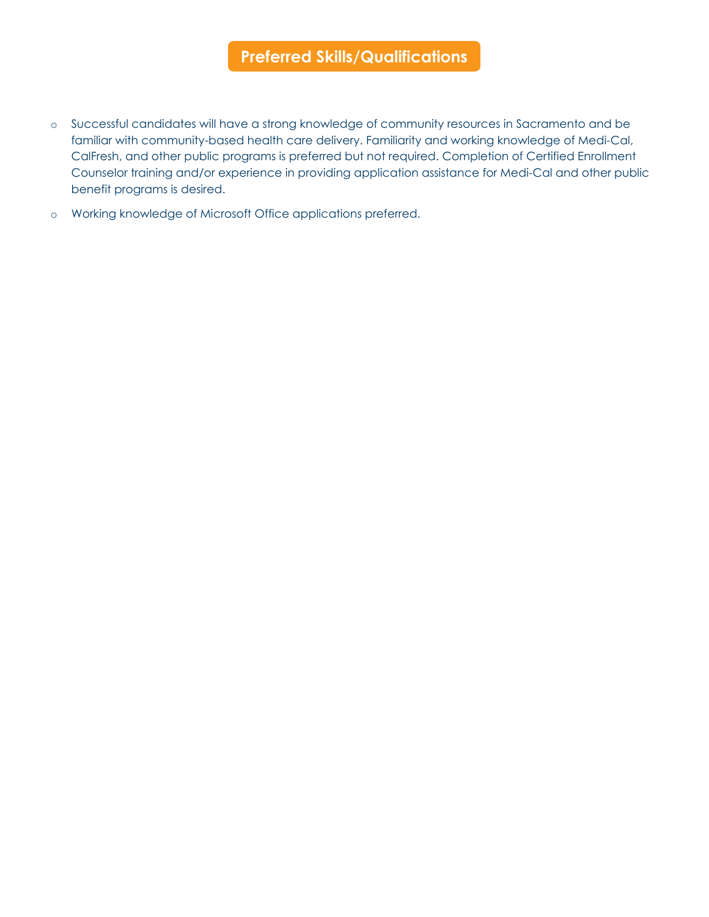## Preferred Skills/Qualifications

- Successful candidates will have a strong knowledge of community resources in Sacramento and be familiar with community-based health care delivery. Familiarity and working knowledge of Medi-Cal, CalFresh, and other public programs is preferred but not required. Completion of Certified Enrollment Counselor training and/or experience in providing application assistance for Medi-Cal and other public benefit programs is desired.
- Working knowledge of Microsoft Office applications preferred.